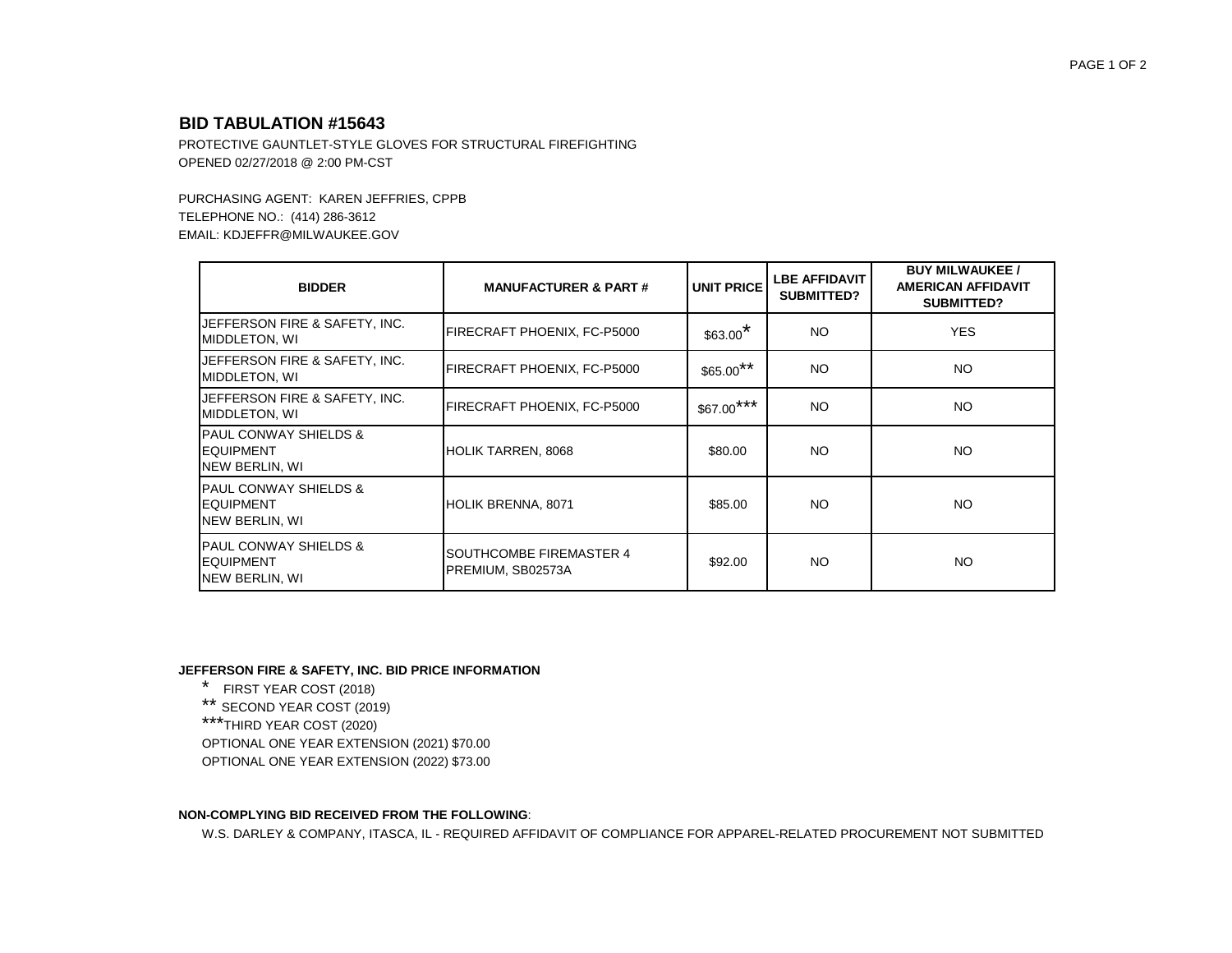## BID TABULATION #15643

PROTECTIVE GAUNTLET-STYLE GLOVES FOR STRUCTURAL FIREFIGHTING
OPENED 02/27/2018 @ 2:00 PM-CST

PURCHASING AGENT: KAREN JEFFRIES, CPPB
TELEPHONE NO.: (414) 286-3612
EMAIL: KDJEFFR@MILWAUKEE.GOV

| BIDDER | MANUFACTURER & PART # | UNIT PRICE | LBE AFFIDAVIT SUBMITTED? | BUY MILWAUKEE / AMERICAN AFFIDAVIT SUBMITTED? |
|---|---|---|---|---|
| JEFFERSON FIRE & SAFETY, INC. MIDDLETON, WI | FIRECRAFT PHOENIX, FC-P5000 | $63.00* | NO | YES |
| JEFFERSON FIRE & SAFETY, INC. MIDDLETON, WI | FIRECRAFT PHOENIX, FC-P5000 | $65.00** | NO | NO |
| JEFFERSON FIRE & SAFETY, INC. MIDDLETON, WI | FIRECRAFT PHOENIX, FC-P5000 | $67.00*** | NO | NO |
| PAUL CONWAY SHIELDS & EQUIPMENT NEW BERLIN, WI | HOLIK TARREN, 8068 | $80.00 | NO | NO |
| PAUL CONWAY SHIELDS & EQUIPMENT NEW BERLIN, WI | HOLIK BRENNA, 8071 | $85.00 | NO | NO |
| PAUL CONWAY SHIELDS & EQUIPMENT NEW BERLIN, WI | SOUTHCOMBE FIREMASTER 4 PREMIUM, SB02573A | $92.00 | NO | NO |

**JEFFERSON FIRE & SAFETY, INC. BID PRICE INFORMATION**

\* FIRST YEAR COST (2018)
** SECOND YEAR COST (2019)
***THIRD YEAR COST (2020)
OPTIONAL ONE YEAR EXTENSION (2021) $70.00
OPTIONAL ONE YEAR EXTENSION (2022) $73.00

**NON-COMPLYING BID RECEIVED FROM THE FOLLOWING**:

W.S. DARLEY & COMPANY, ITASCA, IL - REQUIRED AFFIDAVIT OF COMPLIANCE FOR APPAREL-RELATED PROCUREMENT NOT SUBMITTED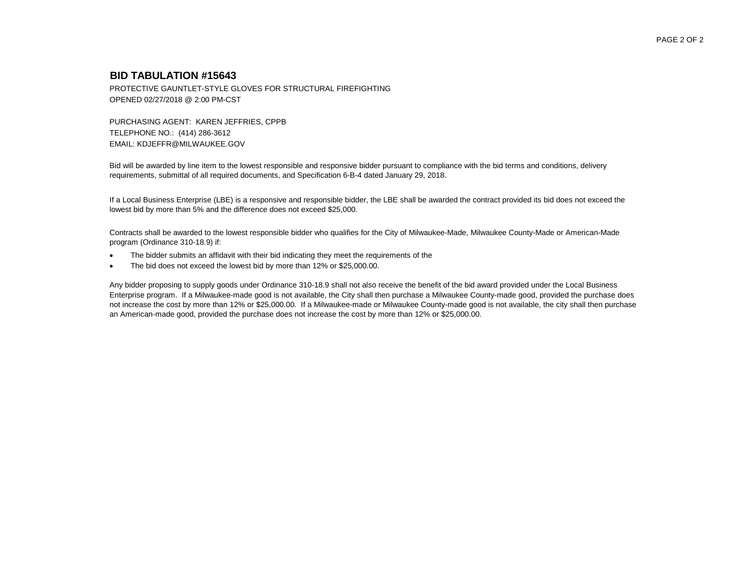## BID TABULATION #15643

PROTECTIVE GAUNTLET-STYLE GLOVES FOR STRUCTURAL FIREFIGHTING
OPENED 02/27/2018 @ 2:00 PM-CST

PURCHASING AGENT: KAREN JEFFRIES, CPPB
TELEPHONE NO.: (414) 286-3612
EMAIL: KDJEFFR@MILWAUKEE.GOV

Bid will be awarded by line item to the lowest responsible and responsive bidder pursuant to compliance with the bid terms and conditions, delivery requirements, submittal of all required documents, and Specification 6-B-4 dated January 29, 2018.

If a Local Business Enterprise (LBE) is a responsive and responsible bidder, the LBE shall be awarded the contract provided its bid does not exceed the lowest bid by more than 5% and the difference does not exceed $25,000.

Contracts shall be awarded to the lowest responsible bidder who qualifies for the City of Milwaukee-Made, Milwaukee County-Made or American-Made program (Ordinance 310-18.9) if:

- The bidder submits an affidavit with their bid indicating they meet the requirements of the
- The bid does not exceed the lowest bid by more than 12% or $25,000.00.

Any bidder proposing to supply goods under Ordinance 310-18.9 shall not also receive the benefit of the bid award provided under the Local Business Enterprise program. If a Milwaukee-made good is not available, the City shall then purchase a Milwaukee County-made good, provided the purchase does not increase the cost by more than 12% or $25,000.00. If a Milwaukee-made or Milwaukee County-made good is not available, the city shall then purchase an American-made good, provided the purchase does not increase the cost by more than 12% or $25,000.00.